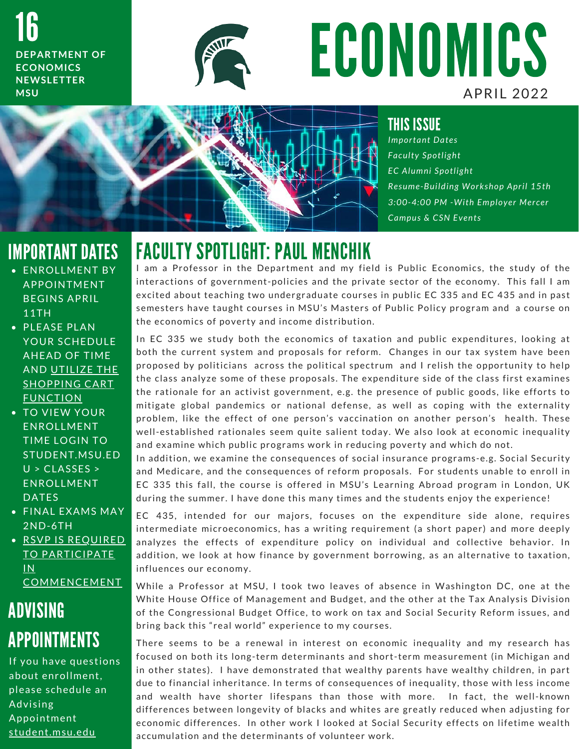16

DEPARTMENT OF ECONOMICS NEWSLETTER MSU

# ECONOMICS

APRIL 2022

## THIS ISSUE

*Important Dates*
*Faculty Spotlight*
*EC Alumni Spotlight*
*Resume-Building Workshop April 15th 3:00-4:00 PM -With Employer Mercer*
*Campus & CSN Events*

## IMPORTANT DATES

- ENROLLMENT BY APPOINTMENT BEGINS APRIL 11TH
- PLEASE PLAN YOUR SCHEDULE AHEAD OF TIME AND UTILIZE THE SHOPPING CART FUNCTION
- TO VIEW YOUR ENROLLMENT TIME LOGIN TO STUDENT.MSU.EDU > CLASSES > ENROLLMENT DATES
- FINAL EXAMS MAY 2ND-6TH
- RSVP IS REQUIRED TO PARTICIPATE IN COMMENCEMENT

## ADVISING APPOINTMENTS

If you have questions about enrollment, please schedule an Advising Appointment student.msu.edu

## FACULTY SPOTLIGHT: PAUL MENCHIK

I am a Professor in the Department and my field is Public Economics, the study of the interactions of government-policies and the private sector of the economy. This fall I am excited about teaching two undergraduate courses in public EC 335 and EC 435 and in past semesters have taught courses in MSU's Masters of Public Policy program and a course on the economics of poverty and income distribution.

In EC 335 we study both the economics of taxation and public expenditures, looking at both the current system and proposals for reform. Changes in our tax system have been proposed by politicians across the political spectrum and I relish the opportunity to help the class analyze some of these proposals. The expenditure side of the class first examines the rationale for an activist government, e.g. the presence of public goods, like efforts to mitigate global pandemics or national defense, as well as coping with the externality problem, like the effect of one person's vaccination on another person's health. These well-established rationales seem quite salient today. We also look at economic inequality and examine which public programs work in reducing poverty and which do not.
In addition, we examine the consequences of social insurance programs-e.g. Social Security and Medicare, and the consequences of reform proposals. For students unable to enroll in EC 335 this fall, the course is offered in MSU's Learning Abroad program in London, UK during the summer. I have done this many times and the students enjoy the experience!

EC 435, intended for our majors, focuses on the expenditure side alone, requires intermediate microeconomics, has a writing requirement (a short paper) and more deeply analyzes the effects of expenditure policy on individual and collective behavior. In addition, we look at how finance by government borrowing, as an alternative to taxation, influences our economy.

While a Professor at MSU, I took two leaves of absence in Washington DC, one at the White House Office of Management and Budget, and the other at the Tax Analysis Division of the Congressional Budget Office, to work on tax and Social Security Reform issues, and bring back this "real world" experience to my courses.

There seems to be a renewal in interest on economic inequality and my research has focused on both its long-term determinants and short-term measurement (in Michigan and in other states). I have demonstrated that wealthy parents have wealthy children, in part due to financial inheritance. In terms of consequences of inequality, those with less income and wealth have shorter lifespans than those with more. In fact, the well-known differences between longevity of blacks and whites are greatly reduced when adjusting for economic differences. In other work I looked at Social Security effects on lifetime wealth accumulation and the determinants of volunteer work.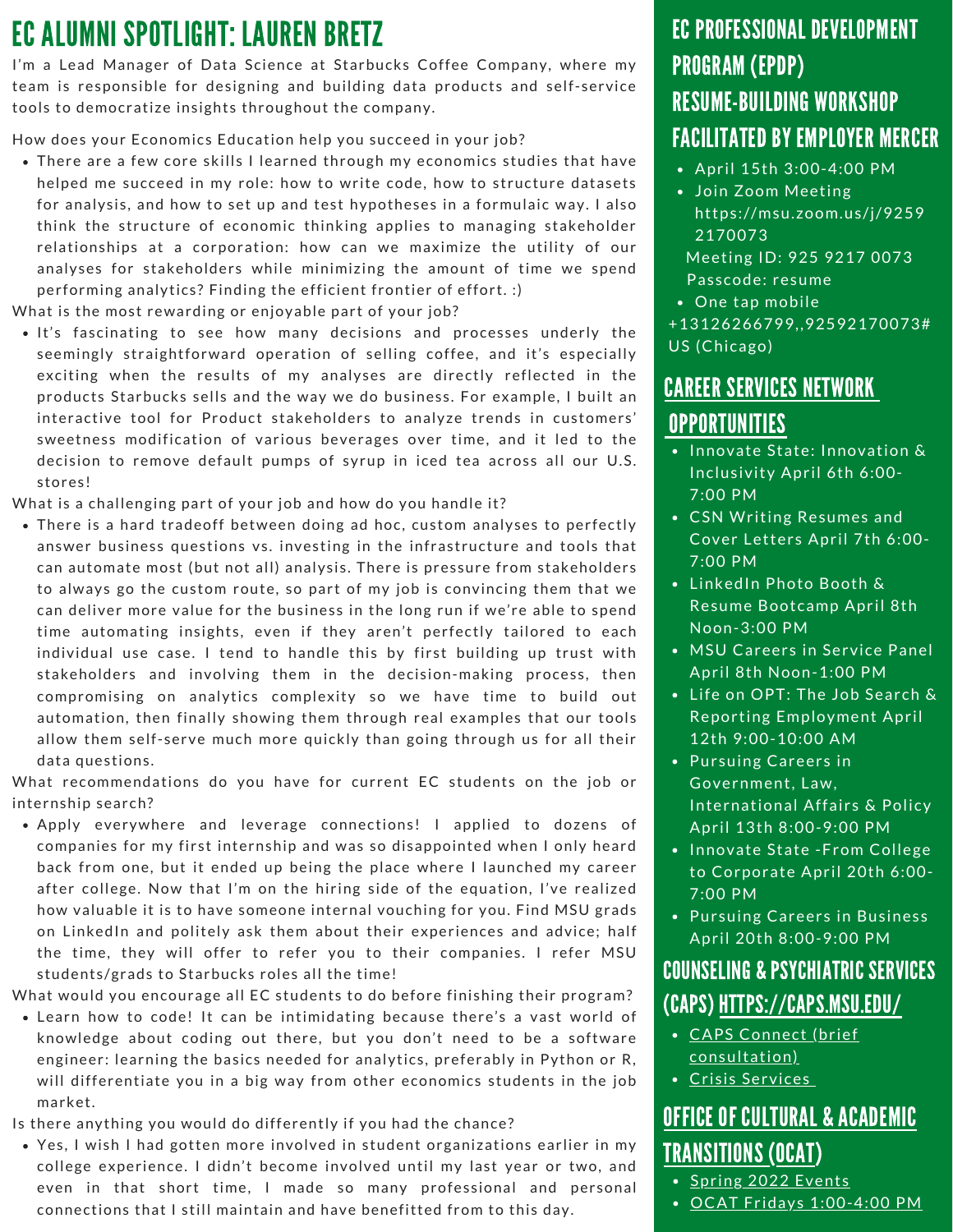# EC ALUMNI SPOTLIGHT: LAUREN BRETZ

I'm a Lead Manager of Data Science at Starbucks Coffee Company, where my team is responsible for designing and building data products and self-service tools to democratize insights throughout the company.

How does your Economics Education help you succeed in your job?

- There are a few core skills I learned through my economics studies that have helped me succeed in my role: how to write code, how to structure datasets for analysis, and how to set up and test hypotheses in a formulaic way. I also think the structure of economic thinking applies to managing stakeholder relationships at a corporation: how can we maximize the utility of our analyses for stakeholders while minimizing the amount of time we spend performing analytics? Finding the efficient frontier of effort. :)

What is the most rewarding or enjoyable part of your job?

- It's fascinating to see how many decisions and processes underly the seemingly straightforward operation of selling coffee, and it's especially exciting when the results of my analyses are directly reflected in the products Starbucks sells and the way we do business. For example, I built an interactive tool for Product stakeholders to analyze trends in customers' sweetness modification of various beverages over time, and it led to the decision to remove default pumps of syrup in iced tea across all our U.S. stores!

What is a challenging part of your job and how do you handle it?

- There is a hard tradeoff between doing ad hoc, custom analyses to perfectly answer business questions vs. investing in the infrastructure and tools that can automate most (but not all) analysis. There is pressure from stakeholders to always go the custom route, so part of my job is convincing them that we can deliver more value for the business in the long run if we're able to spend time automating insights, even if they aren't perfectly tailored to each individual use case. I tend to handle this by first building up trust with stakeholders and involving them in the decision-making process, then compromising on analytics complexity so we have time to build out automation, then finally showing them through real examples that our tools allow them self-serve much more quickly than going through us for all their data questions.

What recommendations do you have for current EC students on the job or internship search?

- Apply everywhere and leverage connections! I applied to dozens of companies for my first internship and was so disappointed when I only heard back from one, but it ended up being the place where I launched my career after college. Now that I'm on the hiring side of the equation, I've realized how valuable it is to have someone internal vouching for you. Find MSU grads on LinkedIn and politely ask them about their experiences and advice; half the time, they will offer to refer you to their companies. I refer MSU students/grads to Starbucks roles all the time!

What would you encourage all EC students to do before finishing their program?

- Learn how to code! It can be intimidating because there's a vast world of knowledge about coding out there, but you don't need to be a software engineer: learning the basics needed for analytics, preferably in Python or R, will differentiate you in a big way from other economics students in the job market.

Is there anything you would do differently if you had the chance?

- Yes, I wish I had gotten more involved in student organizations earlier in my college experience. I didn't become involved until my last year or two, and even in that short time, I made so many professional and personal connections that I still maintain and have benefitted from to this day.

## EC PROFESSIONAL DEVELOPMENT PROGRAM (EPDP) RESUME-BUILDING WORKSHOP FACILITATED BY EMPLOYER MERCER

- April 15th 3:00-4:00 PM
- Join Zoom Meeting https://msu.zoom.us/j/92592170073
  Meeting ID: 925 9217 0073
  Passcode: resume
- One tap mobile
  +13126266799,,92592170073# US (Chicago)

## CAREER SERVICES NETWORK OPPORTUNITIES

- Innovate State: Innovation & Inclusivity April 6th 6:00-7:00 PM
- CSN Writing Resumes and Cover Letters April 7th 6:00-7:00 PM
- LinkedIn Photo Booth & Resume Bootcamp April 8th Noon-3:00 PM
- MSU Careers in Service Panel April 8th Noon-1:00 PM
- Life on OPT: The Job Search & Reporting Employment April 12th 9:00-10:00 AM
- Pursuing Careers in Government, Law, International Affairs & Policy April 13th 8:00-9:00 PM
- Innovate State -From College to Corporate April 20th 6:00-7:00 PM
- Pursuing Careers in Business April 20th 8:00-9:00 PM

## COUNSELING & PSYCHIATRIC SERVICES (CAPS) HTTPS://CAPS.MSU.EDU/

- CAPS Connect (brief consultation)
- Crisis Services

## OFFICE OF CULTURAL & ACADEMIC TRANSITIONS (OCAT)

- Spring 2022 Events
- OCAT Fridays 1:00-4:00 PM